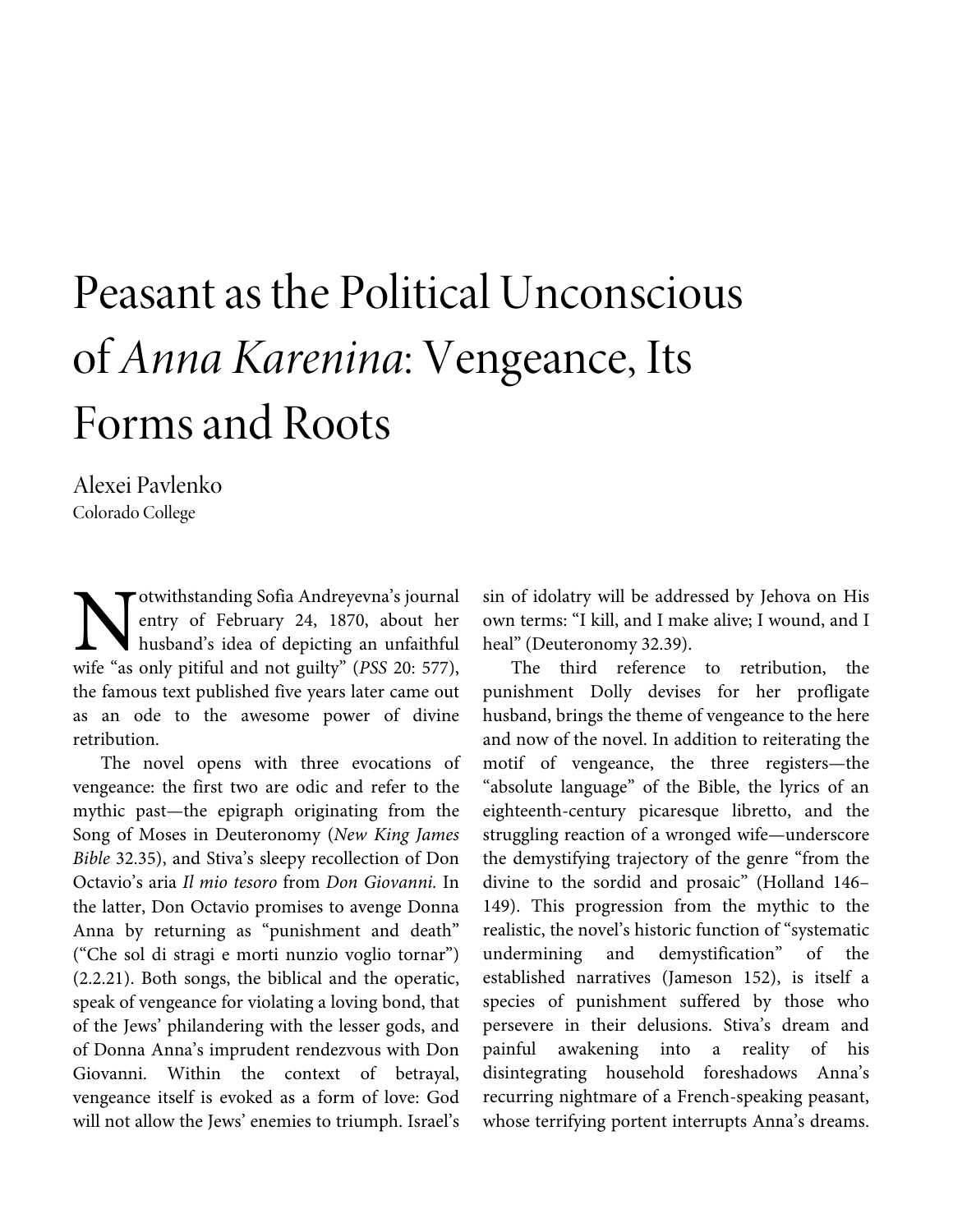# Peasant as the Political Unconscious of *Anna Karenina*: Vengeance, Its Forms and Roots

Alexei Pavlenko
Colorado College

Notwithstanding Sofia Andreyevna's journal entry of February 24, 1870, about her husband's idea of depicting an unfaithful wife "as only pitiful and not guilty" (*PSS* 20: 577), the famous text published five years later came out as an ode to the awesome power of divine retribution.

The novel opens with three evocations of vengeance: the first two are odic and refer to the mythic past—the epigraph originating from the Song of Moses in Deuteronomy (*New King James Bible* 32.35), and Stiva's sleepy recollection of Don Octavio's aria *Il mio tesoro* from *Don Giovanni.* In the latter, Don Octavio promises to avenge Donna Anna by returning as "punishment and death" ("Che sol di stragi e morti nunzio voglio tornar") (2.2.21). Both songs, the biblical and the operatic, speak of vengeance for violating a loving bond, that of the Jews' philandering with the lesser gods, and of Donna Anna's imprudent rendezvous with Don Giovanni. Within the context of betrayal, vengeance itself is evoked as a form of love: God will not allow the Jews' enemies to triumph. Israel's sin of idolatry will be addressed by Jehova on His own terms: "I kill, and I make alive; I wound, and I heal" (Deuteronomy 32.39).

The third reference to retribution, the punishment Dolly devises for her profligate husband, brings the theme of vengeance to the here and now of the novel. In addition to reiterating the motif of vengeance, the three registers—the "absolute language" of the Bible, the lyrics of an eighteenth-century picaresque libretto, and the struggling reaction of a wronged wife—underscore the demystifying trajectory of the genre "from the divine to the sordid and prosaic" (Holland 146–149). This progression from the mythic to the realistic, the novel's historic function of "systematic undermining and demystification" of the established narratives (Jameson 152), is itself a species of punishment suffered by those who persevere in their delusions. Stiva's dream and painful awakening into a reality of his disintegrating household foreshadows Anna's recurring nightmare of a French-speaking peasant, whose terrifying portent interrupts Anna's dreams.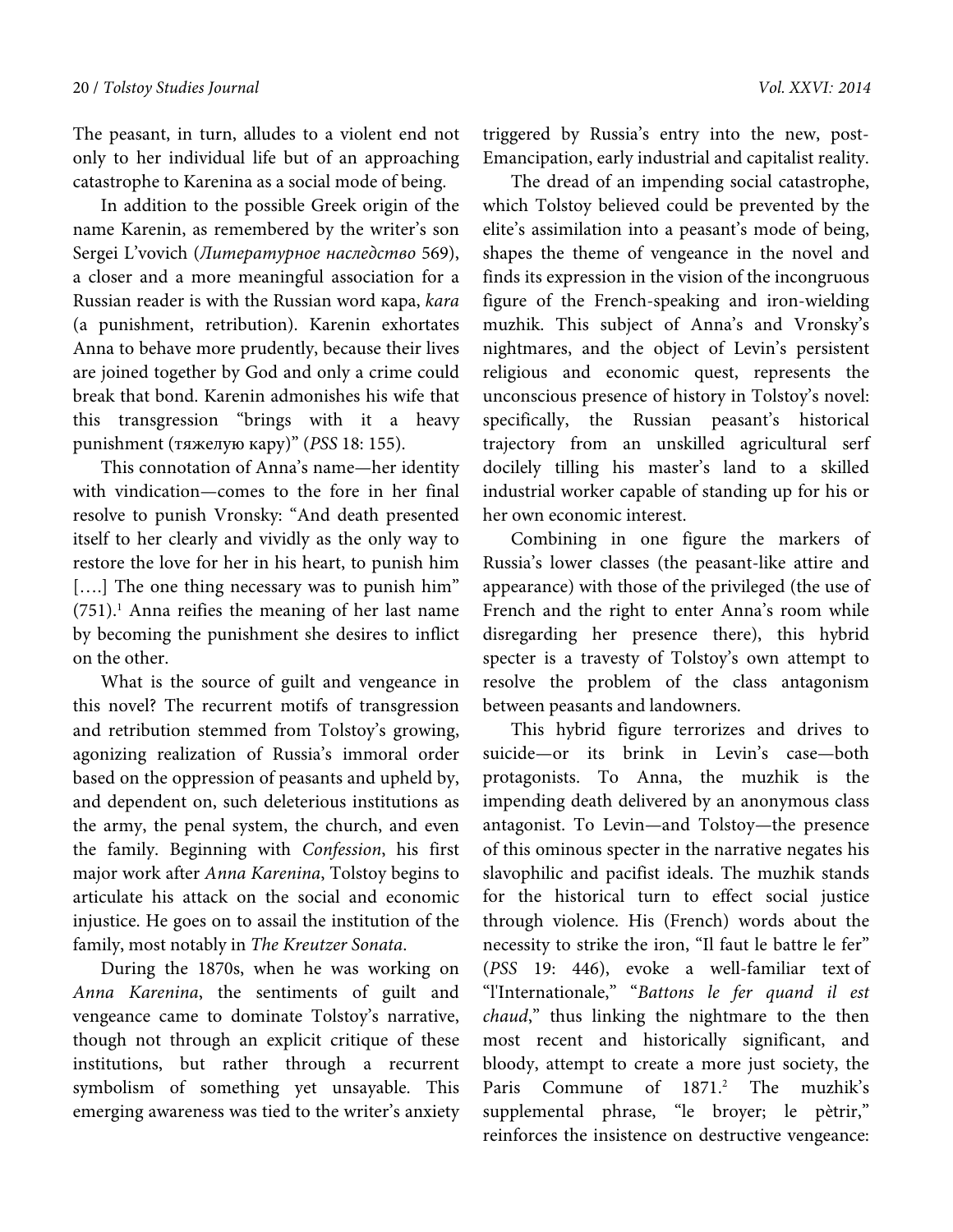The peasant, in turn, alludes to a violent end not only to her individual life but of an approaching catastrophe to Karenina as a social mode of being.

In addition to the possible Greek origin of the name Karenin, as remembered by the writer's son Sergei L'vovich (*Литературное наследство* 569), a closer and a more meaningful association for a Russian reader is with the Russian word кара, *kara* (a punishment, retribution). Karenin exhortates Anna to behave more prudently, because their lives are joined together by God and only a crime could break that bond. Karenin admonishes his wife that this transgression "brings with it a heavy punishment (тяжелую кару)" (*PSS* 18: 155).

This connotation of Anna's name—her identity with vindication—comes to the fore in her final resolve to punish Vronsky: "And death presented itself to her clearly and vividly as the only way to restore the love for her in his heart, to punish him [….] The one thing necessary was to punish him" (751).[1] Anna reifies the meaning of her last name by becoming the punishment she desires to inflict on the other.

What is the source of guilt and vengeance in this novel? The recurrent motifs of transgression and retribution stemmed from Tolstoy's growing, agonizing realization of Russia's immoral order based on the oppression of peasants and upheld by, and dependent on, such deleterious institutions as the army, the penal system, the church, and even the family. Beginning with *Confession*, his first major work after *Anna Karenina*, Tolstoy begins to articulate his attack on the social and economic injustice. He goes on to assail the institution of the family, most notably in *The Kreutzer Sonata*.

During the 1870s, when he was working on *Anna Karenina*, the sentiments of guilt and vengeance came to dominate Tolstoy's narrative, though not through an explicit critique of these institutions, but rather through a recurrent symbolism of something yet unsayable. This emerging awareness was tied to the writer's anxiety triggered by Russia's entry into the new, post-Emancipation, early industrial and capitalist reality.

The dread of an impending social catastrophe, which Tolstoy believed could be prevented by the elite's assimilation into a peasant's mode of being, shapes the theme of vengeance in the novel and finds its expression in the vision of the incongruous figure of the French-speaking and iron-wielding muzhik. This subject of Anna's and Vronsky's nightmares, and the object of Levin's persistent religious and economic quest, represents the unconscious presence of history in Tolstoy's novel: specifically, the Russian peasant's historical trajectory from an unskilled agricultural serf docilely tilling his master's land to a skilled industrial worker capable of standing up for his or her own economic interest.

Combining in one figure the markers of Russia's lower classes (the peasant-like attire and appearance) with those of the privileged (the use of French and the right to enter Anna's room while disregarding her presence there), this hybrid specter is a travesty of Tolstoy's own attempt to resolve the problem of the class antagonism between peasants and landowners.

This hybrid figure terrorizes and drives to suicide—or its brink in Levin's case—both protagonists. To Anna, the muzhik is the impending death delivered by an anonymous class antagonist. To Levin—and Tolstoy—the presence of this ominous specter in the narrative negates his slavophilic and pacifist ideals. The muzhik stands for the historical turn to effect social justice through violence. His (French) words about the necessity to strike the iron, "Il faut le battre le fer" (*PSS* 19: 446), evoke a well-familiar text of "l'Internationale," "*Battons le fer quand il est chaud*," thus linking the nightmare to the then most recent and historically significant, and bloody, attempt to create a more just society, the Paris Commune of 1871.[2] The muzhik's supplemental phrase, "le broyer; le pètrir," reinforces the insistence on destructive vengeance: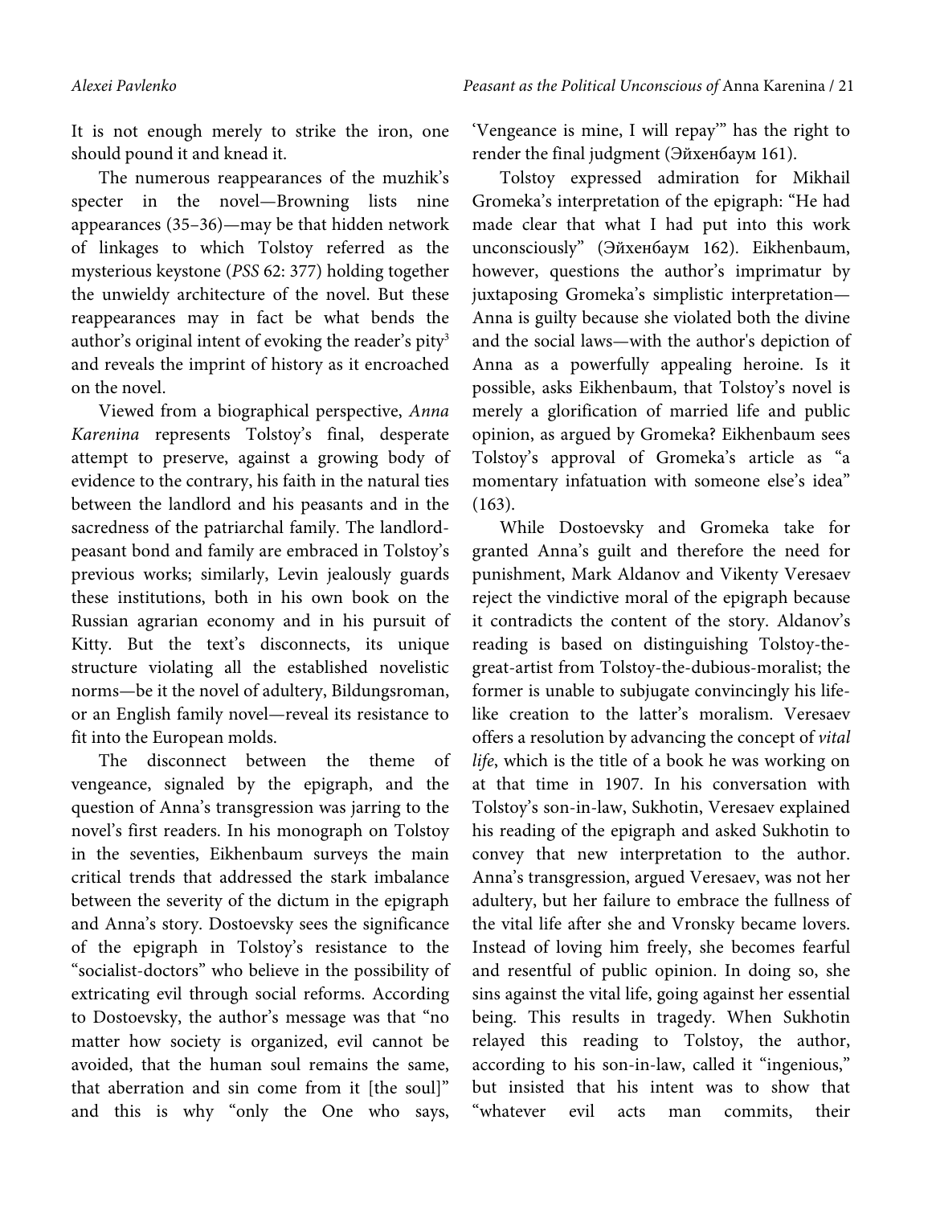It is not enough merely to strike the iron, one should pound it and knead it.

The numerous reappearances of the muzhik's specter in the novel—Browning lists nine appearances (35–36)—may be that hidden network of linkages to which Tolstoy referred as the mysterious keystone (*PSS* 62: 377) holding together the unwieldy architecture of the novel. But these reappearances may in fact be what bends the author's original intent of evoking the reader's pity[3] and reveals the imprint of history as it encroached on the novel.

Viewed from a biographical perspective, *Anna Karenina* represents Tolstoy's final, desperate attempt to preserve, against a growing body of evidence to the contrary, his faith in the natural ties between the landlord and his peasants and in the sacredness of the patriarchal family. The landlord-peasant bond and family are embraced in Tolstoy's previous works; similarly, Levin jealously guards these institutions, both in his own book on the Russian agrarian economy and in his pursuit of Kitty. But the text's disconnects, its unique structure violating all the established novelistic norms—be it the novel of adultery, Bildungsroman, or an English family novel—reveal its resistance to fit into the European molds.

The disconnect between the theme of vengeance, signaled by the epigraph, and the question of Anna's transgression was jarring to the novel's first readers. In his monograph on Tolstoy in the seventies, Eikhenbaum surveys the main critical trends that addressed the stark imbalance between the severity of the dictum in the epigraph and Anna's story. Dostoevsky sees the significance of the epigraph in Tolstoy's resistance to the "socialist-doctors" who believe in the possibility of extricating evil through social reforms. According to Dostoevsky, the author's message was that "no matter how society is organized, evil cannot be avoided, that the human soul remains the same, that aberration and sin come from it [the soul]" and this is why "only the One who says, 'Vengeance is mine, I will repay'" has the right to render the final judgment (Эйхенбаум 161).

Tolstoy expressed admiration for Mikhail Gromeka's interpretation of the epigraph: "He had made clear that what I had put into this work unconsciously" (Эйхенбаум 162). Eikhenbaum, however, questions the author's imprimatur by juxtaposing Gromeka's simplistic interpretation—Anna is guilty because she violated both the divine and the social laws—with the author's depiction of Anna as a powerfully appealing heroine. Is it possible, asks Eikhenbaum, that Tolstoy's novel is merely a glorification of married life and public opinion, as argued by Gromeka? Eikhenbaum sees Tolstoy's approval of Gromeka's article as "a momentary infatuation with someone else's idea" (163).

While Dostoevsky and Gromeka take for granted Anna's guilt and therefore the need for punishment, Mark Aldanov and Vikenty Veresaev reject the vindictive moral of the epigraph because it contradicts the content of the story. Aldanov's reading is based on distinguishing Tolstoy-the-great-artist from Tolstoy-the-dubious-moralist; the former is unable to subjugate convincingly his life-like creation to the latter's moralism. Veresaev offers a resolution by advancing the concept of *vital life*, which is the title of a book he was working on at that time in 1907. In his conversation with Tolstoy's son-in-law, Sukhotin, Veresaev explained his reading of the epigraph and asked Sukhotin to convey that new interpretation to the author. Anna's transgression, argued Veresaev, was not her adultery, but her failure to embrace the fullness of the vital life after she and Vronsky became lovers. Instead of loving him freely, she becomes fearful and resentful of public opinion. In doing so, she sins against the vital life, going against her essential being. This results in tragedy. When Sukhotin relayed this reading to Tolstoy, the author, according to his son-in-law, called it "ingenious," but insisted that his intent was to show that "whatever evil acts man commits, their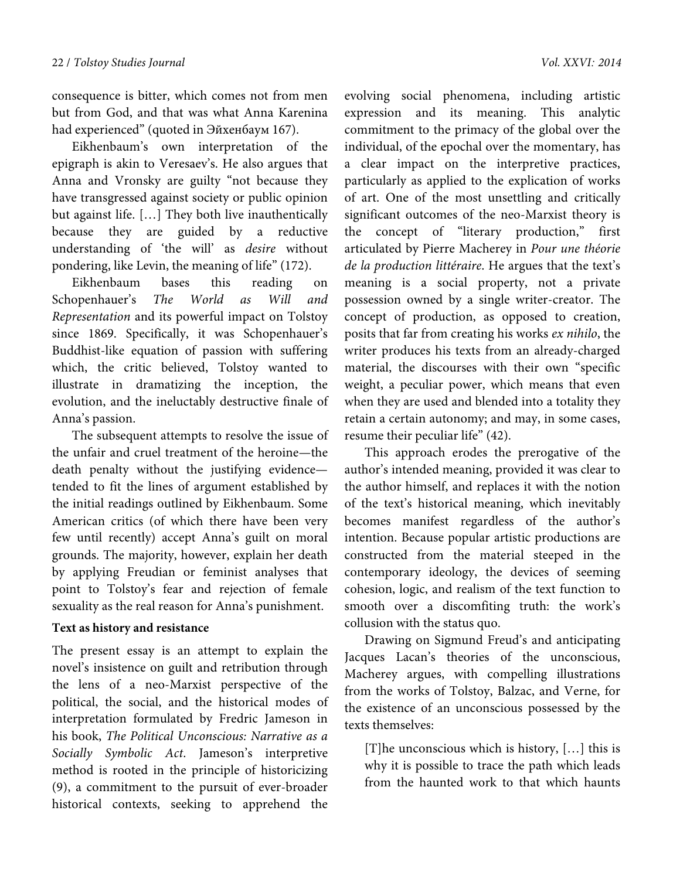consequence is bitter, which comes not from men but from God, and that was what Anna Karenina had experienced" (quoted in Эйхенбаум 167).

Eikhenbaum's own interpretation of the epigraph is akin to Veresaev's. He also argues that Anna and Vronsky are guilty "not because they have transgressed against society or public opinion but against life. […] They both live inauthentically because they are guided by a reductive understanding of 'the will' as *desire* without pondering, like Levin, the meaning of life" (172).

Eikhenbaum bases this reading on Schopenhauer's *The World as Will and Representation* and its powerful impact on Tolstoy since 1869. Specifically, it was Schopenhauer's Buddhist-like equation of passion with suffering which, the critic believed, Tolstoy wanted to illustrate in dramatizing the inception, the evolution, and the ineluctably destructive finale of Anna's passion.

The subsequent attempts to resolve the issue of the unfair and cruel treatment of the heroine—the death penalty without the justifying evidence—tended to fit the lines of argument established by the initial readings outlined by Eikhenbaum. Some American critics (of which there have been very few until recently) accept Anna's guilt on moral grounds. The majority, however, explain her death by applying Freudian or feminist analyses that point to Tolstoy's fear and rejection of female sexuality as the real reason for Anna's punishment.

**Text as history and resistance**

The present essay is an attempt to explain the novel's insistence on guilt and retribution through the lens of a neo-Marxist perspective of the political, the social, and the historical modes of interpretation formulated by Fredric Jameson in his book, *The Political Unconscious: Narrative as a Socially Symbolic Act.* Jameson's interpretive method is rooted in the principle of historicizing (9), a commitment to the pursuit of ever-broader historical contexts, seeking to apprehend the evolving social phenomena, including artistic expression and its meaning. This analytic commitment to the primacy of the global over the individual, of the epochal over the momentary, has a clear impact on the interpretive practices, particularly as applied to the explication of works of art. One of the most unsettling and critically significant outcomes of the neo-Marxist theory is the concept of "literary production," first articulated by Pierre Macherey in *Pour une théorie de la production littéraire*. He argues that the text's meaning is a social property, not a private possession owned by a single writer-creator. The concept of production, as opposed to creation, posits that far from creating his works *ex nihilo*, the writer produces his texts from an already-charged material, the discourses with their own "specific weight, a peculiar power, which means that even when they are used and blended into a totality they retain a certain autonomy; and may, in some cases, resume their peculiar life" (42).

This approach erodes the prerogative of the author's intended meaning, provided it was clear to the author himself, and replaces it with the notion of the text's historical meaning, which inevitably becomes manifest regardless of the author's intention. Because popular artistic productions are constructed from the material steeped in the contemporary ideology, the devices of seeming cohesion, logic, and realism of the text function to smooth over a discomfiting truth: the work's collusion with the status quo.

Drawing on Sigmund Freud's and anticipating Jacques Lacan's theories of the unconscious, Macherey argues, with compelling illustrations from the works of Tolstoy, Balzac, and Verne, for the existence of an unconscious possessed by the texts themselves:

> [T]he unconscious which is history, […] this is why it is possible to trace the path which leads from the haunted work to that which haunts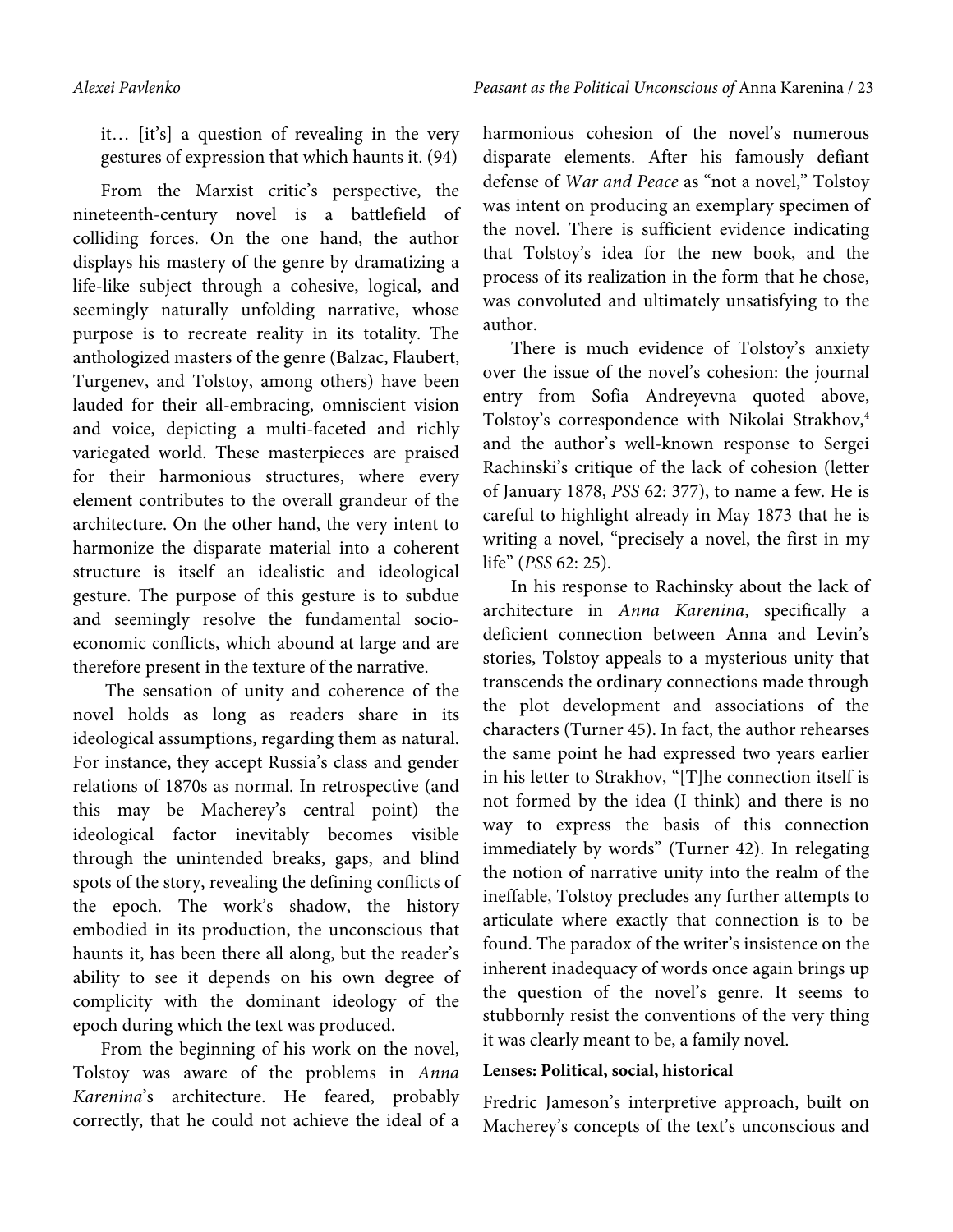it… [it's] a question of revealing in the very gestures of expression that which haunts it. (94)

From the Marxist critic's perspective, the nineteenth-century novel is a battlefield of colliding forces. On the one hand, the author displays his mastery of the genre by dramatizing a life-like subject through a cohesive, logical, and seemingly naturally unfolding narrative, whose purpose is to recreate reality in its totality. The anthologized masters of the genre (Balzac, Flaubert, Turgenev, and Tolstoy, among others) have been lauded for their all-embracing, omniscient vision and voice, depicting a multi-faceted and richly variegated world. These masterpieces are praised for their harmonious structures, where every element contributes to the overall grandeur of the architecture. On the other hand, the very intent to harmonize the disparate material into a coherent structure is itself an idealistic and ideological gesture. The purpose of this gesture is to subdue and seemingly resolve the fundamental socio-economic conflicts, which abound at large and are therefore present in the texture of the narrative.

The sensation of unity and coherence of the novel holds as long as readers share in its ideological assumptions, regarding them as natural. For instance, they accept Russia's class and gender relations of 1870s as normal. In retrospective (and this may be Macherey's central point) the ideological factor inevitably becomes visible through the unintended breaks, gaps, and blind spots of the story, revealing the defining conflicts of the epoch. The work's shadow, the history embodied in its production, the unconscious that haunts it, has been there all along, but the reader's ability to see it depends on his own degree of complicity with the dominant ideology of the epoch during which the text was produced.

From the beginning of his work on the novel, Tolstoy was aware of the problems in *Anna Karenina*'s architecture. He feared, probably correctly, that he could not achieve the ideal of a harmonious cohesion of the novel's numerous disparate elements. After his famously defiant defense of *War and Peace* as "not a novel," Tolstoy was intent on producing an exemplary specimen of the novel. There is sufficient evidence indicating that Tolstoy's idea for the new book, and the process of its realization in the form that he chose, was convoluted and ultimately unsatisfying to the author.

There is much evidence of Tolstoy's anxiety over the issue of the novel's cohesion: the journal entry from Sofia Andreyevna quoted above, Tolstoy's correspondence with Nikolai Strakhov,[4] and the author's well-known response to Sergei Rachinski's critique of the lack of cohesion (letter of January 1878, *PSS* 62: 377), to name a few. He is careful to highlight already in May 1873 that he is writing a novel, "precisely a novel, the first in my life" (*PSS* 62: 25).

In his response to Rachinsky about the lack of architecture in *Anna Karenina*, specifically a deficient connection between Anna and Levin's stories, Tolstoy appeals to a mysterious unity that transcends the ordinary connections made through the plot development and associations of the characters (Turner 45). In fact, the author rehearses the same point he had expressed two years earlier in his letter to Strakhov, "[T]he connection itself is not formed by the idea (I think) and there is no way to express the basis of this connection immediately by words" (Turner 42). In relegating the notion of narrative unity into the realm of the ineffable, Tolstoy precludes any further attempts to articulate where exactly that connection is to be found. The paradox of the writer's insistence on the inherent inadequacy of words once again brings up the question of the novel's genre. It seems to stubbornly resist the conventions of the very thing it was clearly meant to be, a family novel.

**Lenses: Political, social, historical**

Fredric Jameson's interpretive approach, built on Macherey's concepts of the text's unconscious and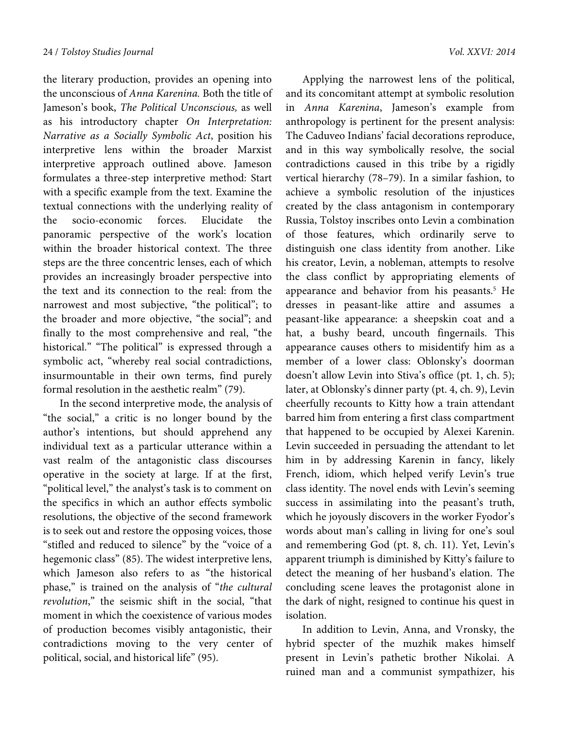the literary production, provides an opening into the unconscious of *Anna Karenina.* Both the title of Jameson's book, *The Political Unconscious,* as well as his introductory chapter *On Interpretation: Narrative as a Socially Symbolic Act*, position his interpretive lens within the broader Marxist interpretive approach outlined above. Jameson formulates a three-step interpretive method: Start with a specific example from the text. Examine the textual connections with the underlying reality of the socio-economic forces. Elucidate the panoramic perspective of the work's location within the broader historical context. The three steps are the three concentric lenses, each of which provides an increasingly broader perspective into the text and its connection to the real: from the narrowest and most subjective, "the political"; to the broader and more objective, "the social"; and finally to the most comprehensive and real, "the historical." "The political" is expressed through a symbolic act, "whereby real social contradictions, insurmountable in their own terms, find purely formal resolution in the aesthetic realm" (79).

In the second interpretive mode, the analysis of "the social," a critic is no longer bound by the author's intentions, but should apprehend any individual text as a particular utterance within a vast realm of the antagonistic class discourses operative in the society at large. If at the first, "political level," the analyst's task is to comment on the specifics in which an author effects symbolic resolutions, the objective of the second framework is to seek out and restore the opposing voices, those "stifled and reduced to silence" by the "voice of a hegemonic class" (85). The widest interpretive lens, which Jameson also refers to as "the historical phase," is trained on the analysis of "*the cultural revolution*," the seismic shift in the social, "that moment in which the coexistence of various modes of production becomes visibly antagonistic, their contradictions moving to the very center of political, social, and historical life" (95).

Applying the narrowest lens of the political, and its concomitant attempt at symbolic resolution in *Anna Karenina*, Jameson's example from anthropology is pertinent for the present analysis: The Caduveo Indians' facial decorations reproduce, and in this way symbolically resolve, the social contradictions caused in this tribe by a rigidly vertical hierarchy (78–79). In a similar fashion, to achieve a symbolic resolution of the injustices created by the class antagonism in contemporary Russia, Tolstoy inscribes onto Levin a combination of those features, which ordinarily serve to distinguish one class identity from another. Like his creator, Levin, a nobleman, attempts to resolve the class conflict by appropriating elements of appearance and behavior from his peasants.[5] He dresses in peasant-like attire and assumes a peasant-like appearance: a sheepskin coat and a hat, a bushy beard, uncouth fingernails. This appearance causes others to misidentify him as a member of a lower class: Oblonsky's doorman doesn't allow Levin into Stiva's office (pt. 1, ch. 5); later, at Oblonsky's dinner party (pt. 4, ch. 9), Levin cheerfully recounts to Kitty how a train attendant barred him from entering a first class compartment that happened to be occupied by Alexei Karenin. Levin succeeded in persuading the attendant to let him in by addressing Karenin in fancy, likely French, idiom, which helped verify Levin's true class identity. The novel ends with Levin's seeming success in assimilating into the peasant's truth, which he joyously discovers in the worker Fyodor's words about man's calling in living for one's soul and remembering God (pt. 8, ch. 11). Yet, Levin's apparent triumph is diminished by Kitty's failure to detect the meaning of her husband's elation. The concluding scene leaves the protagonist alone in the dark of night, resigned to continue his quest in isolation.

In addition to Levin, Anna, and Vronsky, the hybrid specter of the muzhik makes himself present in Levin's pathetic brother Nikolai. A ruined man and a communist sympathizer, his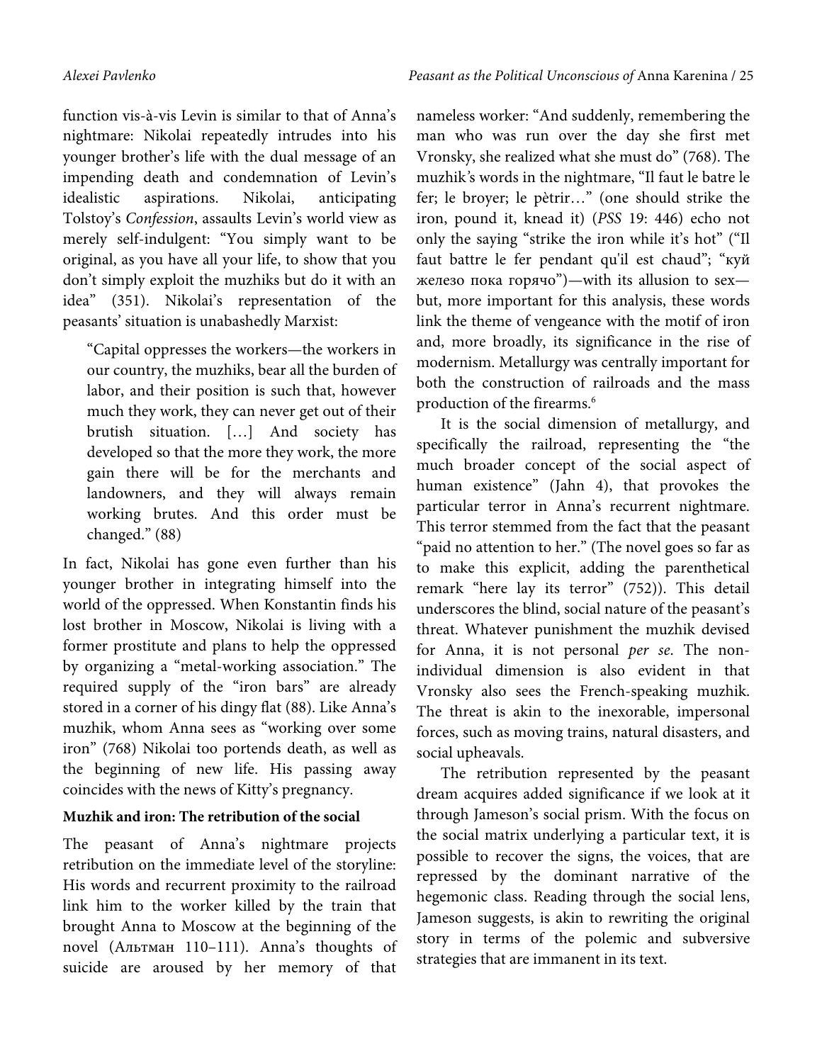function vis-à-vis Levin is similar to that of Anna's nightmare: Nikolai repeatedly intrudes into his younger brother's life with the dual message of an impending death and condemnation of Levin's idealistic aspirations. Nikolai, anticipating Tolstoy's *Confession*, assaults Levin's world view as merely self-indulgent: "You simply want to be original, as you have all your life, to show that you don't simply exploit the muzhiks but do it with an idea" (351). Nikolai's representation of the peasants' situation is unabashedly Marxist:

> "Capital oppresses the workers—the workers in our country, the muzhiks, bear all the burden of labor, and their position is such that, however much they work, they can never get out of their brutish situation. […] And society has developed so that the more they work, the more gain there will be for the merchants and landowners, and they will always remain working brutes. And this order must be changed." (88)

In fact, Nikolai has gone even further than his younger brother in integrating himself into the world of the oppressed. When Konstantin finds his lost brother in Moscow, Nikolai is living with a former prostitute and plans to help the oppressed by organizing a "metal-working association." The required supply of the "iron bars" are already stored in a corner of his dingy flat (88). Like Anna's muzhik, whom Anna sees as "working over some iron" (768) Nikolai too portends death, as well as the beginning of new life. His passing away coincides with the news of Kitty's pregnancy.

**Muzhik and iron: The retribution of the social**

The peasant of Anna's nightmare projects retribution on the immediate level of the storyline: His words and recurrent proximity to the railroad link him to the worker killed by the train that brought Anna to Moscow at the beginning of the novel (Альтман 110–111). Anna's thoughts of suicide are aroused by her memory of that nameless worker: "And suddenly, remembering the man who was run over the day she first met Vronsky, she realized what she must do" (768). The muzhik's words in the nightmare, "Il faut le batre le fer; le broyer; le pètrir…" (one should strike the iron, pound it, knead it) (*PSS* 19: 446) echo not only the saying "strike the iron while it's hot" ("Il faut battre le fer pendant qu'il est chaud"; "куй железо пока горячо")—with its allusion to sex—but, more important for this analysis, these words link the theme of vengeance with the motif of iron and, more broadly, its significance in the rise of modernism. Metallurgy was centrally important for both the construction of railroads and the mass production of the firearms.[6]

It is the social dimension of metallurgy, and specifically the railroad, representing the "the much broader concept of the social aspect of human existence" (Jahn 4), that provokes the particular terror in Anna's recurrent nightmare. This terror stemmed from the fact that the peasant "paid no attention to her." (The novel goes so far as to make this explicit, adding the parenthetical remark "here lay its terror" (752)). This detail underscores the blind, social nature of the peasant's threat. Whatever punishment the muzhik devised for Anna, it is not personal *per se*. The non-individual dimension is also evident in that Vronsky also sees the French-speaking muzhik. The threat is akin to the inexorable, impersonal forces, such as moving trains, natural disasters, and social upheavals.

The retribution represented by the peasant dream acquires added significance if we look at it through Jameson's social prism. With the focus on the social matrix underlying a particular text, it is possible to recover the signs, the voices, that are repressed by the dominant narrative of the hegemonic class. Reading through the social lens, Jameson suggests, is akin to rewriting the original story in terms of the polemic and subversive strategies that are immanent in its text.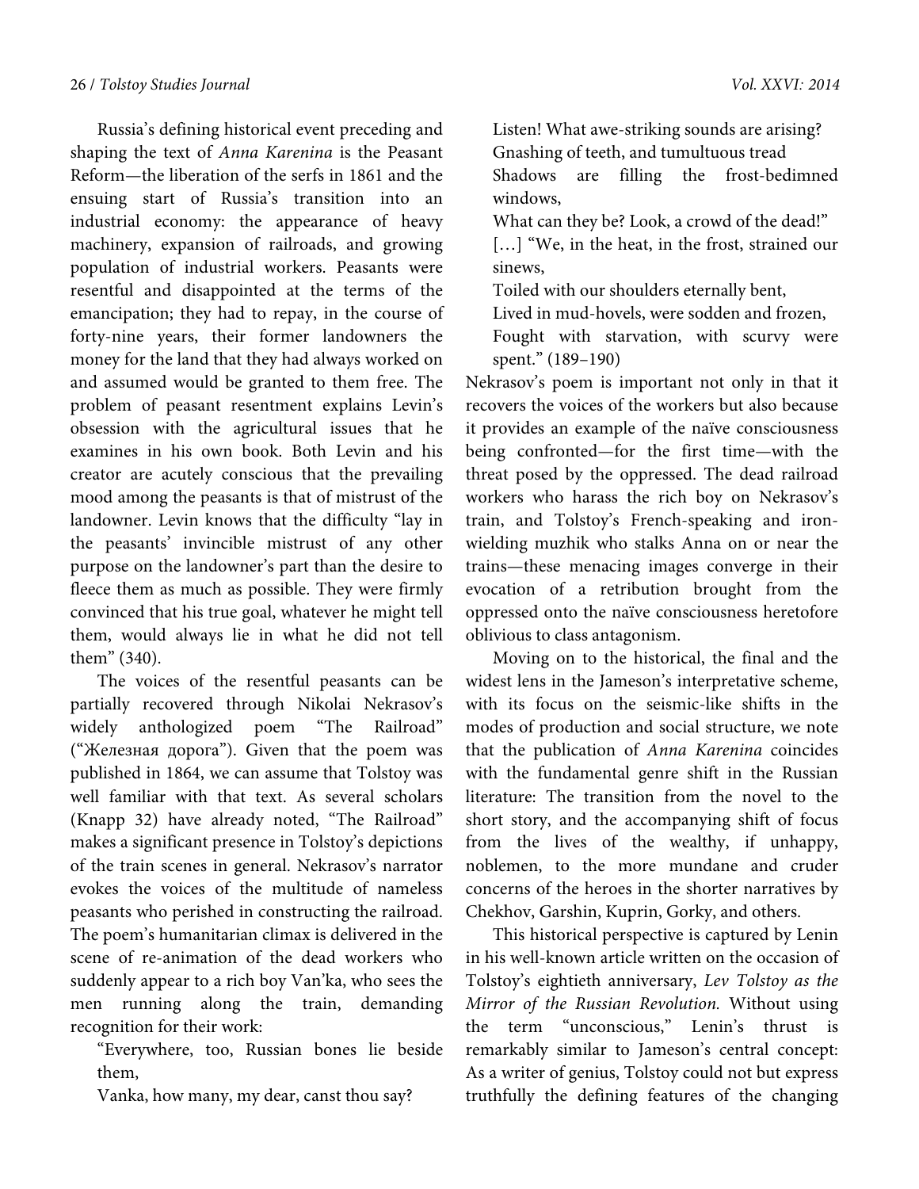Russia's defining historical event preceding and shaping the text of *Anna Karenina* is the Peasant Reform—the liberation of the serfs in 1861 and the ensuing start of Russia's transition into an industrial economy: the appearance of heavy machinery, expansion of railroads, and growing population of industrial workers. Peasants were resentful and disappointed at the terms of the emancipation; they had to repay, in the course of forty-nine years, their former landowners the money for the land that they had always worked on and assumed would be granted to them free. The problem of peasant resentment explains Levin's obsession with the agricultural issues that he examines in his own book. Both Levin and his creator are acutely conscious that the prevailing mood among the peasants is that of mistrust of the landowner. Levin knows that the difficulty "lay in the peasants' invincible mistrust of any other purpose on the landowner's part than the desire to fleece them as much as possible. They were firmly convinced that his true goal, whatever he might tell them, would always lie in what he did not tell them" (340).

The voices of the resentful peasants can be partially recovered through Nikolai Nekrasov's widely anthologized poem "The Railroad" ("Железная дорога"). Given that the poem was published in 1864, we can assume that Tolstoy was well familiar with that text. As several scholars (Knapp 32) have already noted, "The Railroad" makes a significant presence in Tolstoy's depictions of the train scenes in general. Nekrasov's narrator evokes the voices of the multitude of nameless peasants who perished in constructing the railroad. The poem's humanitarian climax is delivered in the scene of re-animation of the dead workers who suddenly appear to a rich boy Van'ka, who sees the men running along the train, demanding recognition for their work:

> "Everywhere, too, Russian bones lie beside them,
> Vanka, how many, my dear, canst thou say?
> Listen! What awe-striking sounds are arising?
> Gnashing of teeth, and tumultuous tread
> Shadows are filling the frost-bedimned windows,
> What can they be? Look, a crowd of the dead!"
> […] "We, in the heat, in the frost, strained our sinews,
> Toiled with our shoulders eternally bent,
> Lived in mud-hovels, were sodden and frozen,
> Fought with starvation, with scurvy were spent." (189–190)

Nekrasov's poem is important not only in that it recovers the voices of the workers but also because it provides an example of the naïve consciousness being confronted—for the first time—with the threat posed by the oppressed. The dead railroad workers who harass the rich boy on Nekrasov's train, and Tolstoy's French-speaking and iron-wielding muzhik who stalks Anna on or near the trains—these menacing images converge in their evocation of a retribution brought from the oppressed onto the naïve consciousness heretofore oblivious to class antagonism.

Moving on to the historical, the final and the widest lens in the Jameson's interpretative scheme, with its focus on the seismic-like shifts in the modes of production and social structure, we note that the publication of *Anna Karenina* coincides with the fundamental genre shift in the Russian literature: The transition from the novel to the short story, and the accompanying shift of focus from the lives of the wealthy, if unhappy, noblemen, to the more mundane and cruder concerns of the heroes in the shorter narratives by Chekhov, Garshin, Kuprin, Gorky, and others.

This historical perspective is captured by Lenin in his well-known article written on the occasion of Tolstoy's eightieth anniversary, *Lev Tolstoy as the Mirror of the Russian Revolution.* Without using the term "unconscious," Lenin's thrust is remarkably similar to Jameson's central concept: As a writer of genius, Tolstoy could not but express truthfully the defining features of the changing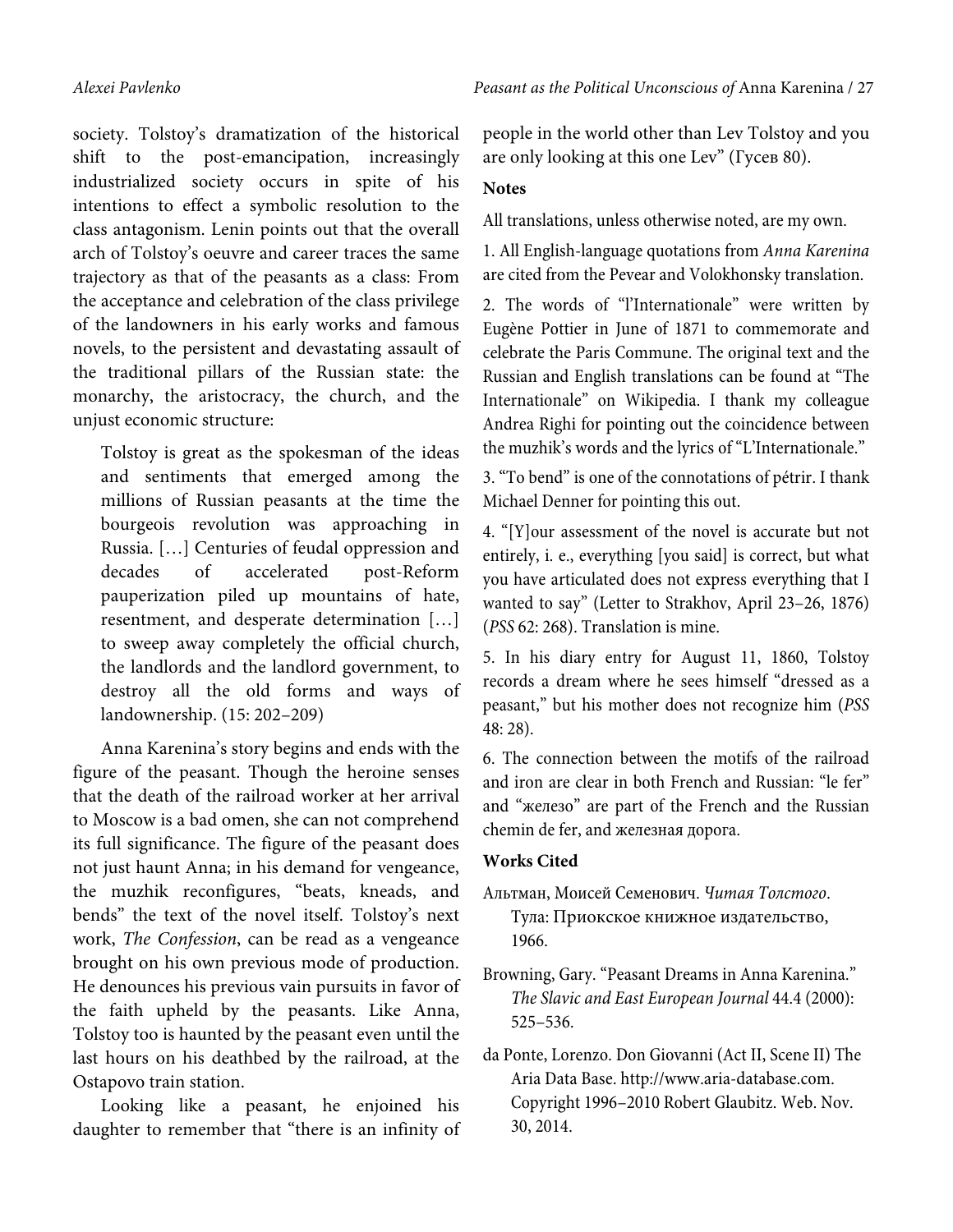society. Tolstoy's dramatization of the historical shift to the post-emancipation, increasingly industrialized society occurs in spite of his intentions to effect a symbolic resolution to the class antagonism. Lenin points out that the overall arch of Tolstoy's oeuvre and career traces the same trajectory as that of the peasants as a class: From the acceptance and celebration of the class privilege of the landowners in his early works and famous novels, to the persistent and devastating assault of the traditional pillars of the Russian state: the monarchy, the aristocracy, the church, and the unjust economic structure:

> Tolstoy is great as the spokesman of the ideas and sentiments that emerged among the millions of Russian peasants at the time the bourgeois revolution was approaching in Russia. […] Centuries of feudal oppression and decades of accelerated post-Reform pauperization piled up mountains of hate, resentment, and desperate determination […] to sweep away completely the official church, the landlords and the landlord government, to destroy all the old forms and ways of landownership. (15: 202–209)

Anna Karenina's story begins and ends with the figure of the peasant. Though the heroine senses that the death of the railroad worker at her arrival to Moscow is a bad omen, she can not comprehend its full significance. The figure of the peasant does not just haunt Anna; in his demand for vengeance, the muzhik reconfigures, "beats, kneads, and bends" the text of the novel itself. Tolstoy's next work, *The Confession*, can be read as a vengeance brought on his own previous mode of production. He denounces his previous vain pursuits in favor of the faith upheld by the peasants. Like Anna, Tolstoy too is haunted by the peasant even until the last hours on his deathbed by the railroad, at the Ostapovo train station.

Looking like a peasant, he enjoined his daughter to remember that "there is an infinity of people in the world other than Lev Tolstoy and you are only looking at this one Lev" (Гусев 80).

## Notes

All translations, unless otherwise noted, are my own.

1. All English-language quotations from *Anna Karenina* are cited from the Pevear and Volokhonsky translation.

2. The words of "l'Internationale" were written by Eugène Pottier in June of 1871 to commemorate and celebrate the Paris Commune. The original text and the Russian and English translations can be found at "The Internationale" on Wikipedia. I thank my colleague Andrea Righi for pointing out the coincidence between the muzhik's words and the lyrics of "L'Internationale."

3. "To bend" is one of the connotations of pétrir. I thank Michael Denner for pointing this out.

4. "[Y]our assessment of the novel is accurate but not entirely, i. e., everything [you said] is correct, but what you have articulated does not express everything that I wanted to say" (Letter to Strakhov, April 23–26, 1876) (*PSS* 62: 268). Translation is mine.

5. In his diary entry for August 11, 1860, Tolstoy records a dream where he sees himself "dressed as a peasant," but his mother does not recognize him (*PSS* 48: 28).

6. The connection between the motifs of the railroad and iron are clear in both French and Russian: "le fer" and "железо" are part of the French and the Russian chemin de fer, and железная дорога.

## Works Cited

Альтман, Моисей Семенович. *Читая Толстого*. Тула: Приокское книжное издательство, 1966.

Browning, Gary. "Peasant Dreams in Anna Karenina." *The Slavic and East European Journal* 44.4 (2000): 525–536.

da Ponte, Lorenzo. Don Giovanni (Act II, Scene II) The Aria Data Base. http://www.aria-database.com. Copyright 1996–2010 Robert Glaubitz. Web. Nov. 30, 2014.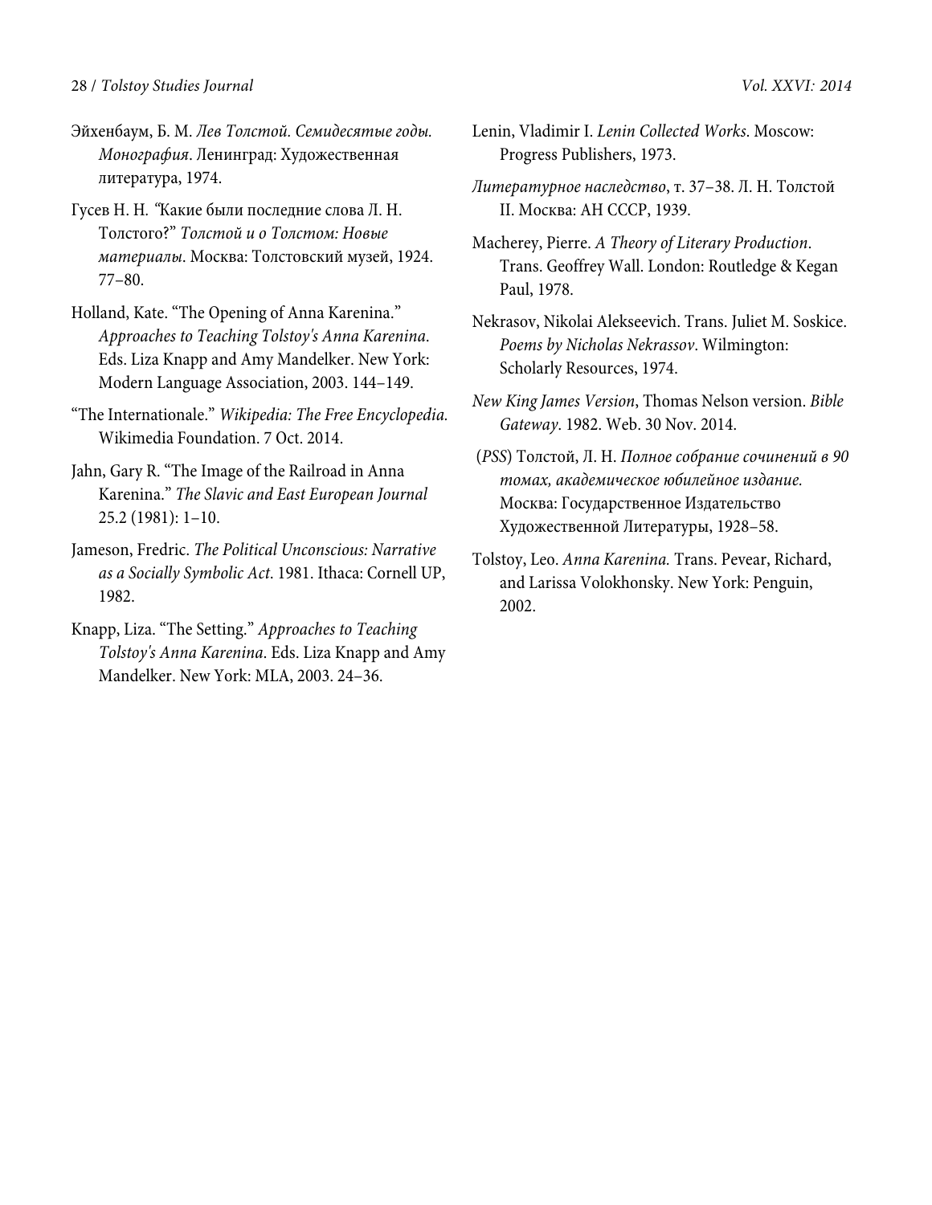Эйхенбаум, Б. М. *Лев Толстой. Семидесятые годы. Монография*. Ленинград: Художественная литература, 1974.

Гусев Н. Н. "Какие были последние слова Л. Н. Толстого?" *Толстой и о Толстом: Новые материалы*. Москва: Толстовский музей, 1924. 77–80.

Holland, Kate. "The Opening of Anna Karenina." *Approaches to Teaching Tolstoy's Anna Karenina*. Eds. Liza Knapp and Amy Mandelker. New York: Modern Language Association, 2003. 144–149.

"The Internationale." *Wikipedia: The Free Encyclopedia.* Wikimedia Foundation. 7 Oct. 2014.

Jahn, Gary R. "The Image of the Railroad in Anna Karenina." *The Slavic and East European Journal* 25.2 (1981): 1–10.

Jameson, Fredric. *The Political Unconscious: Narrative as a Socially Symbolic Act*. 1981. Ithaca: Cornell UP, 1982.

Knapp, Liza. "The Setting." *Approaches to Teaching Tolstoy's Anna Karenina*. Eds. Liza Knapp and Amy Mandelker. New York: MLA, 2003. 24–36.

Lenin, Vladimir I. *Lenin Collected Works*. Moscow: Progress Publishers, 1973.

*Литературное наследство*, т. 37–38. Л. Н. Толстой II. Москва: АН СССР, 1939.

Macherey, Pierre. *A Theory of Literary Production*. Trans. Geoffrey Wall. London: Routledge & Kegan Paul, 1978.

Nekrasov, Nikolai Alekseevich. Trans. Juliet M. Soskice. *Poems by Nicholas Nekrassov*. Wilmington: Scholarly Resources, 1974.

*New King James Version*, Thomas Nelson version. *Bible Gateway*. 1982. Web. 30 Nov. 2014.

(*PSS*) Толстой, Л. Н. *Полное собрание сочинений в 90 томах, академическое юбилейное издание.* Москва: Государственное Издательство Художественной Литературы, 1928–58.

Tolstoy, Leo. *Anna Karenina.* Trans. Pevear, Richard, and Larissa Volokhonsky. New York: Penguin, 2002.